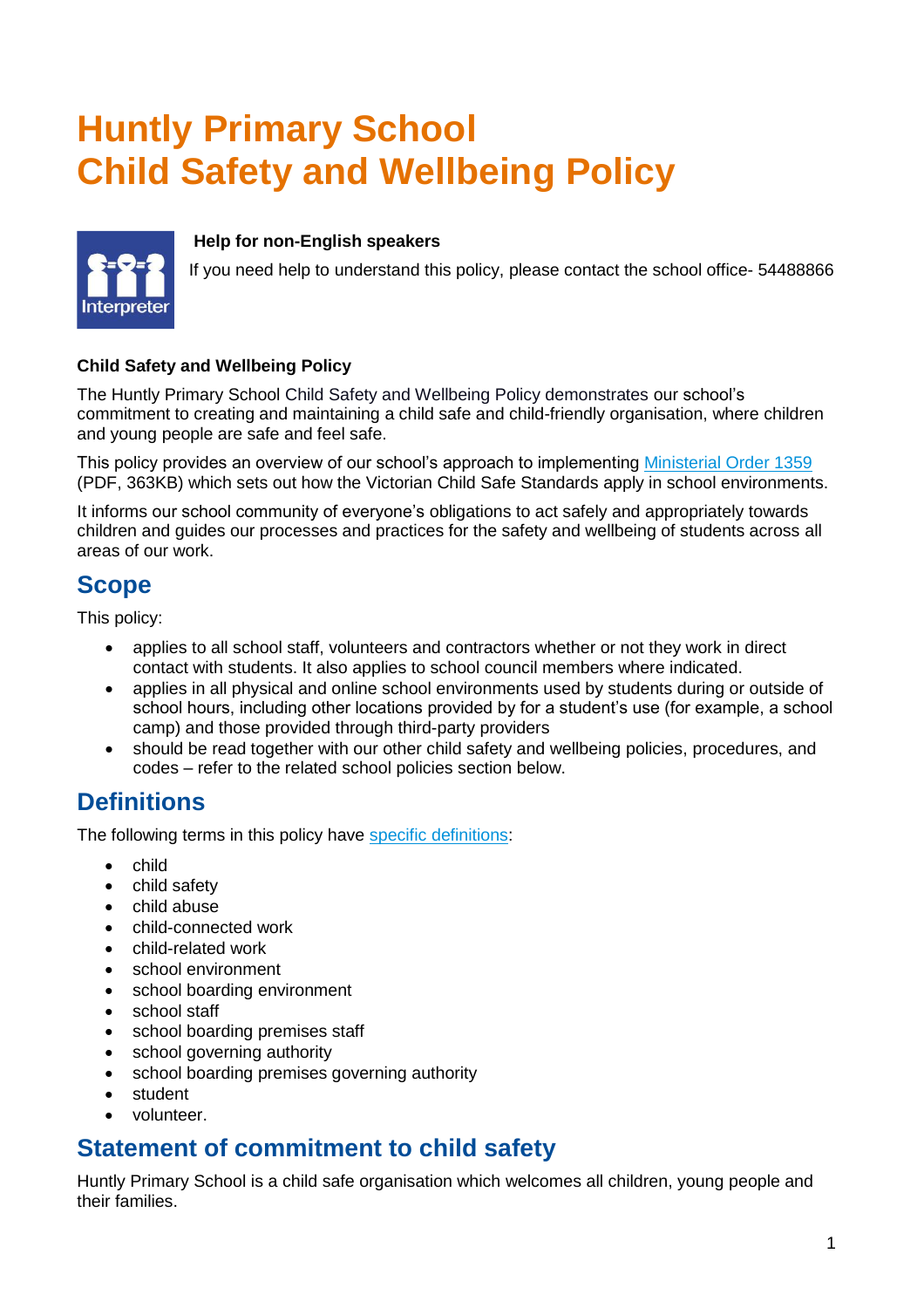# Huntly Primary School
# Child Safety and Wellbeing Policy

**Help for non-English speakers**

If you need help to understand this policy, please contact the school office- 54488866

**Child Safety and Wellbeing Policy**

The Huntly Primary School Child Safety and Wellbeing Policy demonstrates our school's commitment to creating and maintaining a child safe and child-friendly organisation, where children and young people are safe and feel safe.

This policy provides an overview of our school's approach to implementing Ministerial Order 1359 (PDF, 363KB) which sets out how the Victorian Child Safe Standards apply in school environments.

It informs our school community of everyone's obligations to act safely and appropriately towards children and guides our processes and practices for the safety and wellbeing of students across all areas of our work.

## Scope

This policy:

- applies to all school staff, volunteers and contractors whether or not they work in direct contact with students. It also applies to school council members where indicated.
- applies in all physical and online school environments used by students during or outside of school hours, including other locations provided by for a student's use (for example, a school camp) and those provided through third-party providers
- should be read together with our other child safety and wellbeing policies, procedures, and codes – refer to the related school policies section below.

## Definitions

The following terms in this policy have specific definitions:

- child
- child safety
- child abuse
- child-connected work
- child-related work
- school environment
- school boarding environment
- school staff
- school boarding premises staff
- school governing authority
- school boarding premises governing authority
- student
- volunteer.

## Statement of commitment to child safety

Huntly Primary School is a child safe organisation which welcomes all children, young people and their families.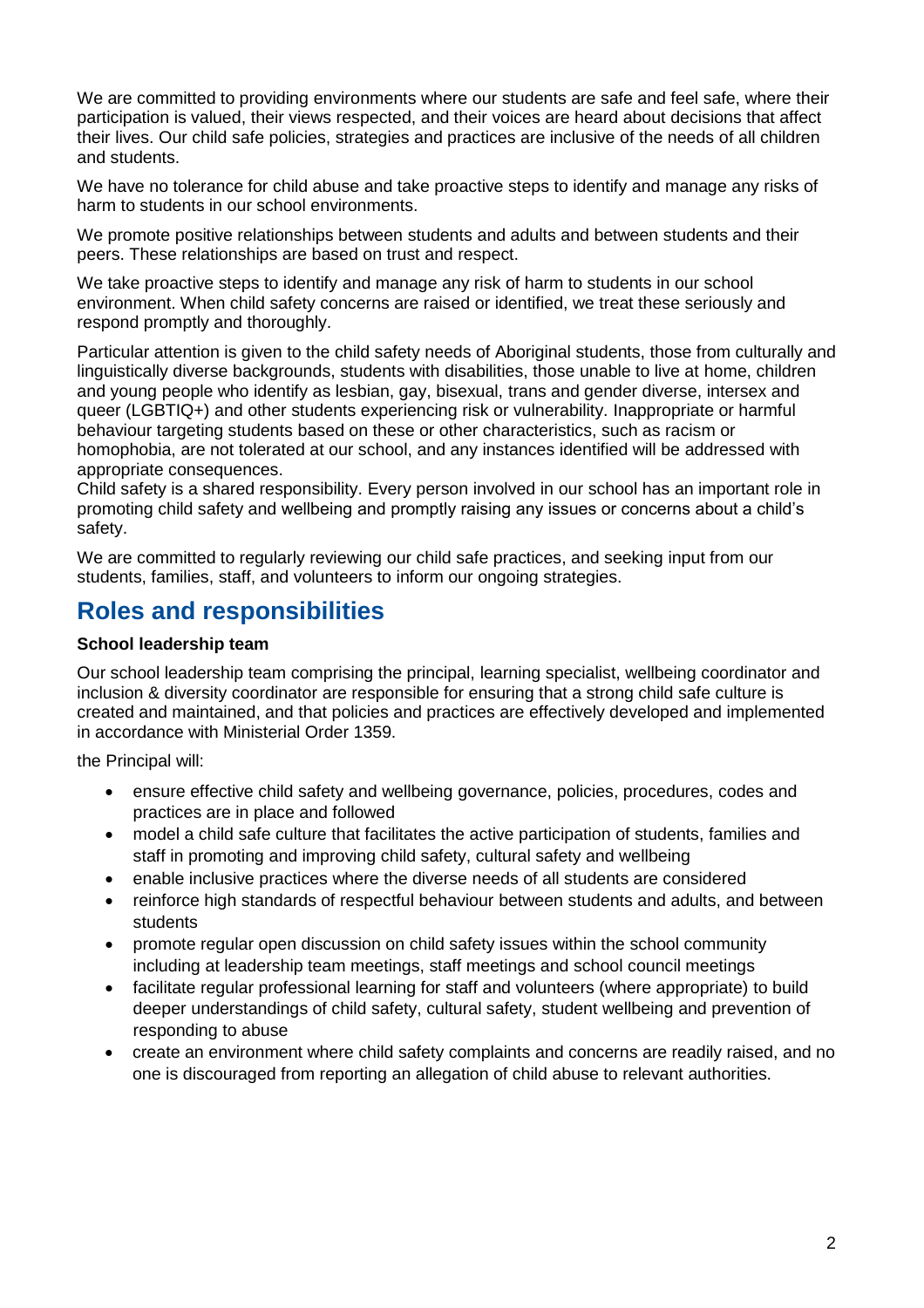We are committed to providing environments where our students are safe and feel safe, where their participation is valued, their views respected, and their voices are heard about decisions that affect their lives. Our child safe policies, strategies and practices are inclusive of the needs of all children and students.

We have no tolerance for child abuse and take proactive steps to identify and manage any risks of harm to students in our school environments.

We promote positive relationships between students and adults and between students and their peers. These relationships are based on trust and respect.

We take proactive steps to identify and manage any risk of harm to students in our school environment. When child safety concerns are raised or identified, we treat these seriously and respond promptly and thoroughly.

Particular attention is given to the child safety needs of Aboriginal students, those from culturally and linguistically diverse backgrounds, students with disabilities, those unable to live at home, children and young people who identify as lesbian, gay, bisexual, trans and gender diverse, intersex and queer (LGBTIQ+) and other students experiencing risk or vulnerability. Inappropriate or harmful behaviour targeting students based on these or other characteristics, such as racism or homophobia, are not tolerated at our school, and any instances identified will be addressed with appropriate consequences.

Child safety is a shared responsibility. Every person involved in our school has an important role in promoting child safety and wellbeing and promptly raising any issues or concerns about a child's safety.

We are committed to regularly reviewing our child safe practices, and seeking input from our students, families, staff, and volunteers to inform our ongoing strategies.

## Roles and responsibilities

**School leadership team**

Our school leadership team comprising the principal, learning specialist, wellbeing coordinator and inclusion & diversity coordinator are responsible for ensuring that a strong child safe culture is created and maintained, and that policies and practices are effectively developed and implemented in accordance with Ministerial Order 1359.

the Principal will:

- ensure effective child safety and wellbeing governance, policies, procedures, codes and practices are in place and followed
- model a child safe culture that facilitates the active participation of students, families and staff in promoting and improving child safety, cultural safety and wellbeing
- enable inclusive practices where the diverse needs of all students are considered
- reinforce high standards of respectful behaviour between students and adults, and between students
- promote regular open discussion on child safety issues within the school community including at leadership team meetings, staff meetings and school council meetings
- facilitate regular professional learning for staff and volunteers (where appropriate) to build deeper understandings of child safety, cultural safety, student wellbeing and prevention of responding to abuse
- create an environment where child safety complaints and concerns are readily raised, and no one is discouraged from reporting an allegation of child abuse to relevant authorities.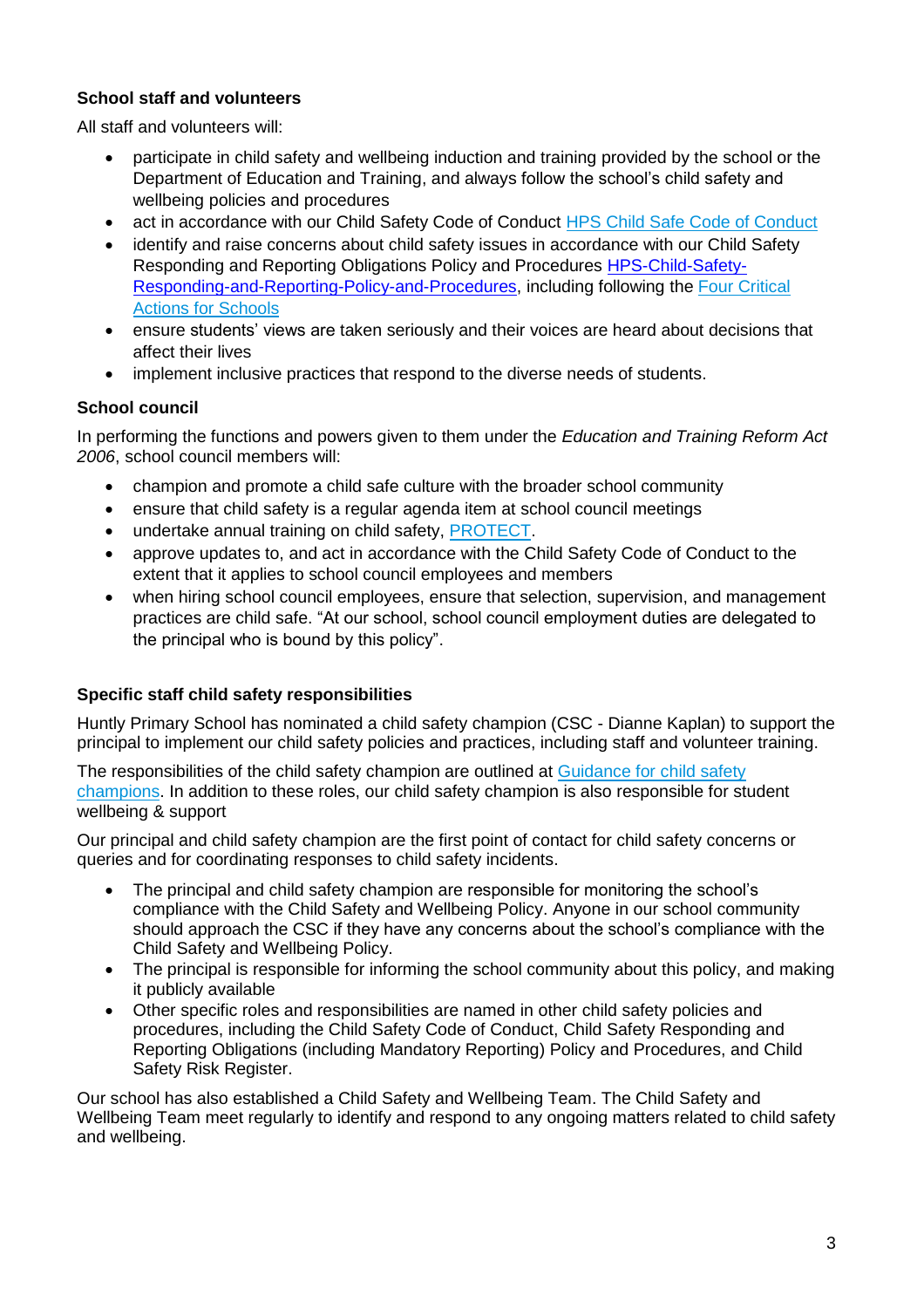### School staff and volunteers

All staff and volunteers will:

- participate in child safety and wellbeing induction and training provided by the school or the Department of Education and Training, and always follow the school's child safety and wellbeing policies and procedures
- act in accordance with our Child Safety Code of Conduct HPS Child Safe Code of Conduct
- identify and raise concerns about child safety issues in accordance with our Child Safety Responding and Reporting Obligations Policy and Procedures HPS-Child-Safety-Responding-and-Reporting-Policy-and-Procedures, including following the Four Critical Actions for Schools
- ensure students' views are taken seriously and their voices are heard about decisions that affect their lives
- implement inclusive practices that respond to the diverse needs of students.

### School council

In performing the functions and powers given to them under the *Education and Training Reform Act 2006*, school council members will:

- champion and promote a child safe culture with the broader school community
- ensure that child safety is a regular agenda item at school council meetings
- undertake annual training on child safety, PROTECT.
- approve updates to, and act in accordance with the Child Safety Code of Conduct to the extent that it applies to school council employees and members
- when hiring school council employees, ensure that selection, supervision, and management practices are child safe. "At our school, school council employment duties are delegated to the principal who is bound by this policy".

### Specific staff child safety responsibilities

Huntly Primary School has nominated a child safety champion (CSC - Dianne Kaplan) to support the principal to implement our child safety policies and practices, including staff and volunteer training.

The responsibilities of the child safety champion are outlined at Guidance for child safety champions. In addition to these roles, our child safety champion is also responsible for student wellbeing & support

Our principal and child safety champion are the first point of contact for child safety concerns or queries and for coordinating responses to child safety incidents.

- The principal and child safety champion are responsible for monitoring the school's compliance with the Child Safety and Wellbeing Policy. Anyone in our school community should approach the CSC if they have any concerns about the school's compliance with the Child Safety and Wellbeing Policy.
- The principal is responsible for informing the school community about this policy, and making it publicly available
- Other specific roles and responsibilities are named in other child safety policies and procedures, including the Child Safety Code of Conduct, Child Safety Responding and Reporting Obligations (including Mandatory Reporting) Policy and Procedures, and Child Safety Risk Register.

Our school has also established a Child Safety and Wellbeing Team. The Child Safety and Wellbeing Team meet regularly to identify and respond to any ongoing matters related to child safety and wellbeing.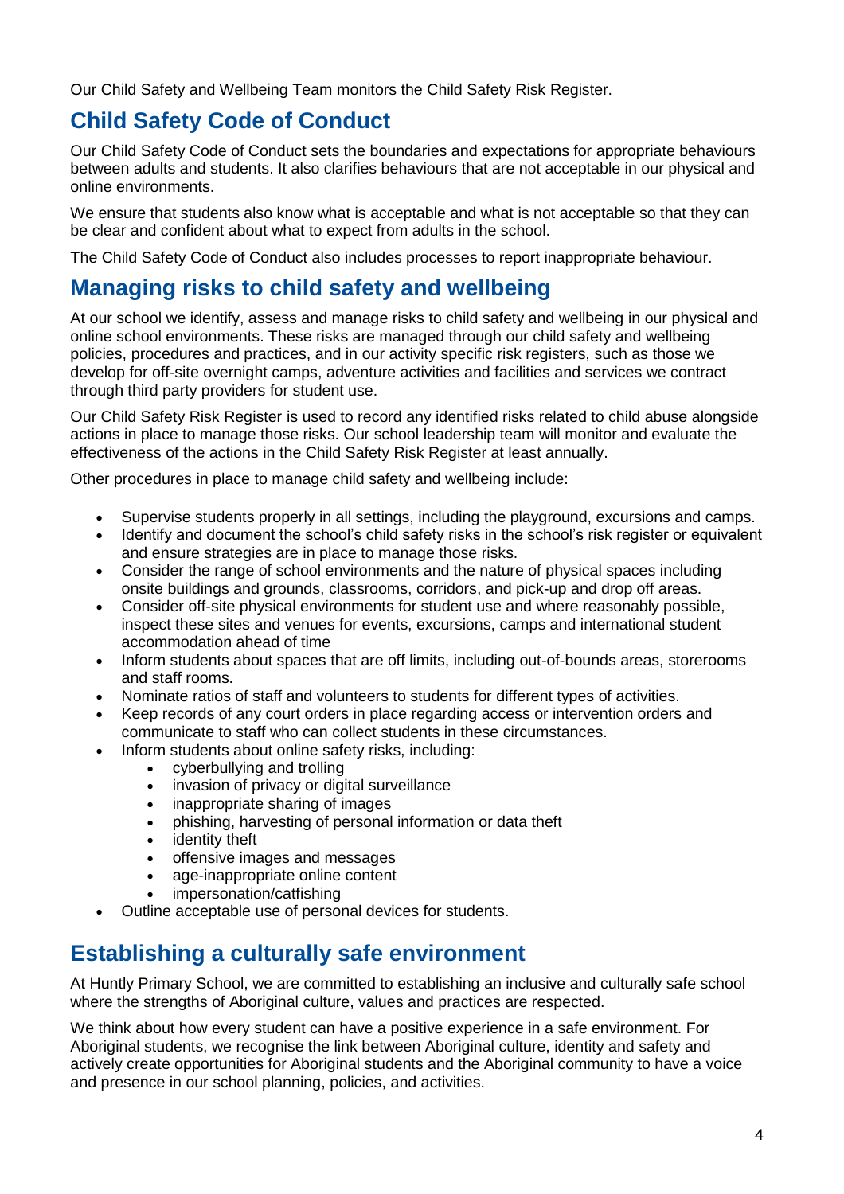Our Child Safety and Wellbeing Team monitors the Child Safety Risk Register.

## Child Safety Code of Conduct

Our Child Safety Code of Conduct sets the boundaries and expectations for appropriate behaviours between adults and students. It also clarifies behaviours that are not acceptable in our physical and online environments.

We ensure that students also know what is acceptable and what is not acceptable so that they can be clear and confident about what to expect from adults in the school.

The Child Safety Code of Conduct also includes processes to report inappropriate behaviour.

## Managing risks to child safety and wellbeing

At our school we identify, assess and manage risks to child safety and wellbeing in our physical and online school environments. These risks are managed through our child safety and wellbeing policies, procedures and practices, and in our activity specific risk registers, such as those we develop for off-site overnight camps, adventure activities and facilities and services we contract through third party providers for student use.

Our Child Safety Risk Register is used to record any identified risks related to child abuse alongside actions in place to manage those risks. Our school leadership team will monitor and evaluate the effectiveness of the actions in the Child Safety Risk Register at least annually.

Other procedures in place to manage child safety and wellbeing include:

- Supervise students properly in all settings, including the playground, excursions and camps.
- Identify and document the school's child safety risks in the school's risk register or equivalent and ensure strategies are in place to manage those risks.
- Consider the range of school environments and the nature of physical spaces including onsite buildings and grounds, classrooms, corridors, and pick-up and drop off areas.
- Consider off-site physical environments for student use and where reasonably possible, inspect these sites and venues for events, excursions, camps and international student accommodation ahead of time
- Inform students about spaces that are off limits, including out-of-bounds areas, storerooms and staff rooms.
- Nominate ratios of staff and volunteers to students for different types of activities.
- Keep records of any court orders in place regarding access or intervention orders and communicate to staff who can collect students in these circumstances.
- Inform students about online safety risks, including:
    - cyberbullying and trolling
    - invasion of privacy or digital surveillance
    - inappropriate sharing of images
    - phishing, harvesting of personal information or data theft
    - identity theft
    - offensive images and messages
    - age-inappropriate online content
    - impersonation/catfishing
- Outline acceptable use of personal devices for students.

## Establishing a culturally safe environment

At Huntly Primary School, we are committed to establishing an inclusive and culturally safe school where the strengths of Aboriginal culture, values and practices are respected.

We think about how every student can have a positive experience in a safe environment. For Aboriginal students, we recognise the link between Aboriginal culture, identity and safety and actively create opportunities for Aboriginal students and the Aboriginal community to have a voice and presence in our school planning, policies, and activities.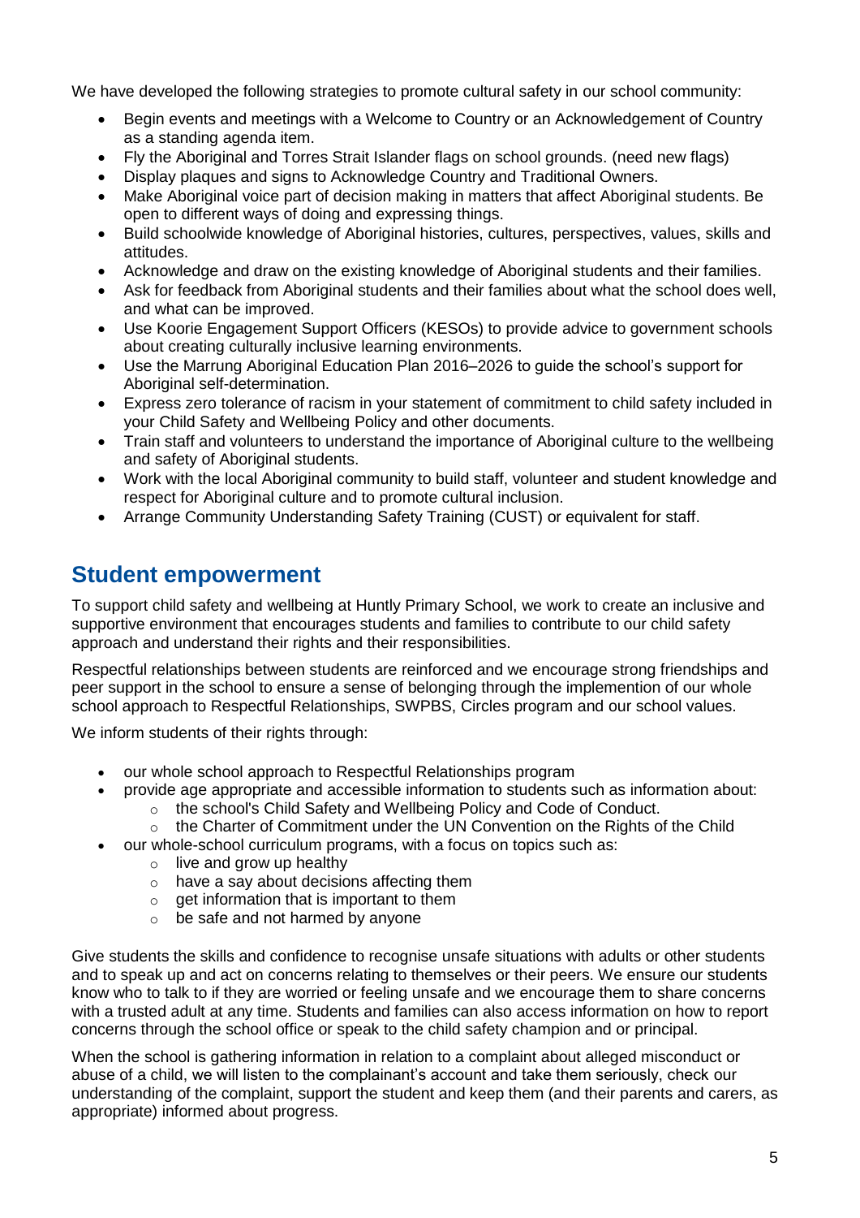We have developed the following strategies to promote cultural safety in our school community:

- Begin events and meetings with a Welcome to Country or an Acknowledgement of Country as a standing agenda item.
- Fly the Aboriginal and Torres Strait Islander flags on school grounds. (need new flags)
- Display plaques and signs to Acknowledge Country and Traditional Owners.
- Make Aboriginal voice part of decision making in matters that affect Aboriginal students. Be open to different ways of doing and expressing things.
- Build schoolwide knowledge of Aboriginal histories, cultures, perspectives, values, skills and attitudes.
- Acknowledge and draw on the existing knowledge of Aboriginal students and their families.
- Ask for feedback from Aboriginal students and their families about what the school does well, and what can be improved.
- Use Koorie Engagement Support Officers (KESOs) to provide advice to government schools about creating culturally inclusive learning environments.
- Use the Marrung Aboriginal Education Plan 2016–2026 to guide the school's support for Aboriginal self-determination.
- Express zero tolerance of racism in your statement of commitment to child safety included in your Child Safety and Wellbeing Policy and other documents.
- Train staff and volunteers to understand the importance of Aboriginal culture to the wellbeing and safety of Aboriginal students.
- Work with the local Aboriginal community to build staff, volunteer and student knowledge and respect for Aboriginal culture and to promote cultural inclusion.
- Arrange Community Understanding Safety Training (CUST) or equivalent for staff.

## Student empowerment

To support child safety and wellbeing at Huntly Primary School, we work to create an inclusive and supportive environment that encourages students and families to contribute to our child safety approach and understand their rights and their responsibilities.

Respectful relationships between students are reinforced and we encourage strong friendships and peer support in the school to ensure a sense of belonging through the implementation of our whole school approach to Respectful Relationships, SWPBS, Circles program and our school values.

We inform students of their rights through:

- our whole school approach to Respectful Relationships program
- provide age appropriate and accessible information to students such as information about:
  - the school's Child Safety and Wellbeing Policy and Code of Conduct.
  - the Charter of Commitment under the UN Convention on the Rights of the Child
- our whole-school curriculum programs, with a focus on topics such as:
  - live and grow up healthy
  - have a say about decisions affecting them
  - get information that is important to them
  - be safe and not harmed by anyone

Give students the skills and confidence to recognise unsafe situations with adults or other students and to speak up and act on concerns relating to themselves or their peers. We ensure our students know who to talk to if they are worried or feeling unsafe and we encourage them to share concerns with a trusted adult at any time. Students and families can also access information on how to report concerns through the school office or speak to the child safety champion and or principal.

When the school is gathering information in relation to a complaint about alleged misconduct or abuse of a child, we will listen to the complainant's account and take them seriously, check our understanding of the complaint, support the student and keep them (and their parents and carers, as appropriate) informed about progress.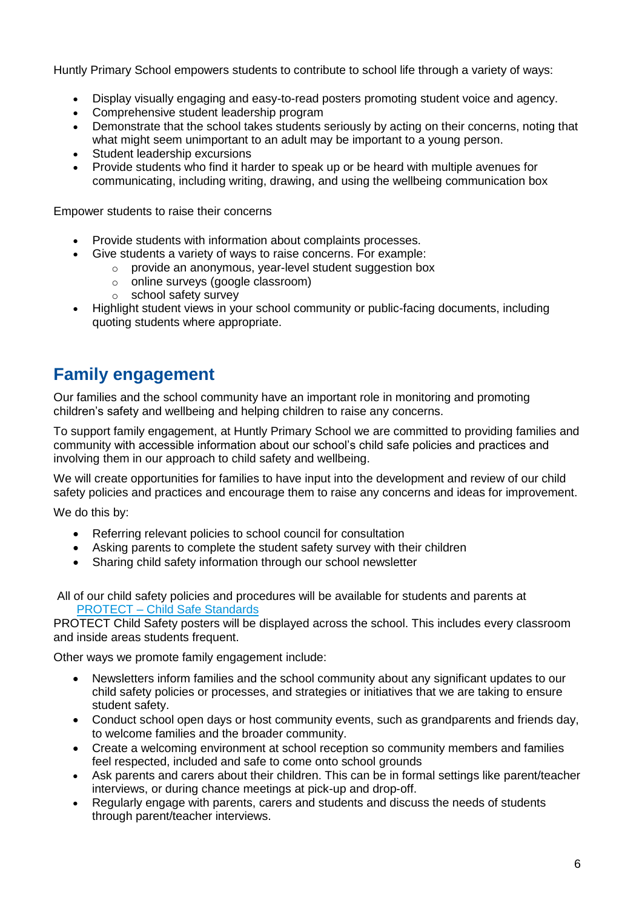Huntly Primary School empowers students to contribute to school life through a variety of ways:

- Display visually engaging and easy-to-read posters promoting student voice and agency.
- Comprehensive student leadership program
- Demonstrate that the school takes students seriously by acting on their concerns, noting that what might seem unimportant to an adult may be important to a young person.
- Student leadership excursions
- Provide students who find it harder to speak up or be heard with multiple avenues for communicating, including writing, drawing, and using the wellbeing communication box

Empower students to raise their concerns

- Provide students with information about complaints processes.
- Give students a variety of ways to raise concerns. For example:
  - provide an anonymous, year-level student suggestion box
  - online surveys (google classroom)
  - school safety survey
- Highlight student views in your school community or public-facing documents, including quoting students where appropriate.

## Family engagement

Our families and the school community have an important role in monitoring and promoting children's safety and wellbeing and helping children to raise any concerns.

To support family engagement, at Huntly Primary School we are committed to providing families and community with accessible information about our school's child safe policies and practices and involving them in our approach to child safety and wellbeing.

We will create opportunities for families to have input into the development and review of our child safety policies and practices and encourage them to raise any concerns and ideas for improvement.

We do this by:

- Referring relevant policies to school council for consultation
- Asking parents to complete the student safety survey with their children
- Sharing child safety information through our school newsletter

All of our child safety policies and procedures will be available for students and parents at [PROTECT – Child Safe Standards]

PROTECT Child Safety posters will be displayed across the school. This includes every classroom and inside areas students frequent.

Other ways we promote family engagement include:

- Newsletters inform families and the school community about any significant updates to our child safety policies or processes, and strategies or initiatives that we are taking to ensure student safety.
- Conduct school open days or host community events, such as grandparents and friends day, to welcome families and the broader community.
- Create a welcoming environment at school reception so community members and families feel respected, included and safe to come onto school grounds
- Ask parents and carers about their children. This can be in formal settings like parent/teacher interviews, or during chance meetings at pick-up and drop-off.
- Regularly engage with parents, carers and students and discuss the needs of students through parent/teacher interviews.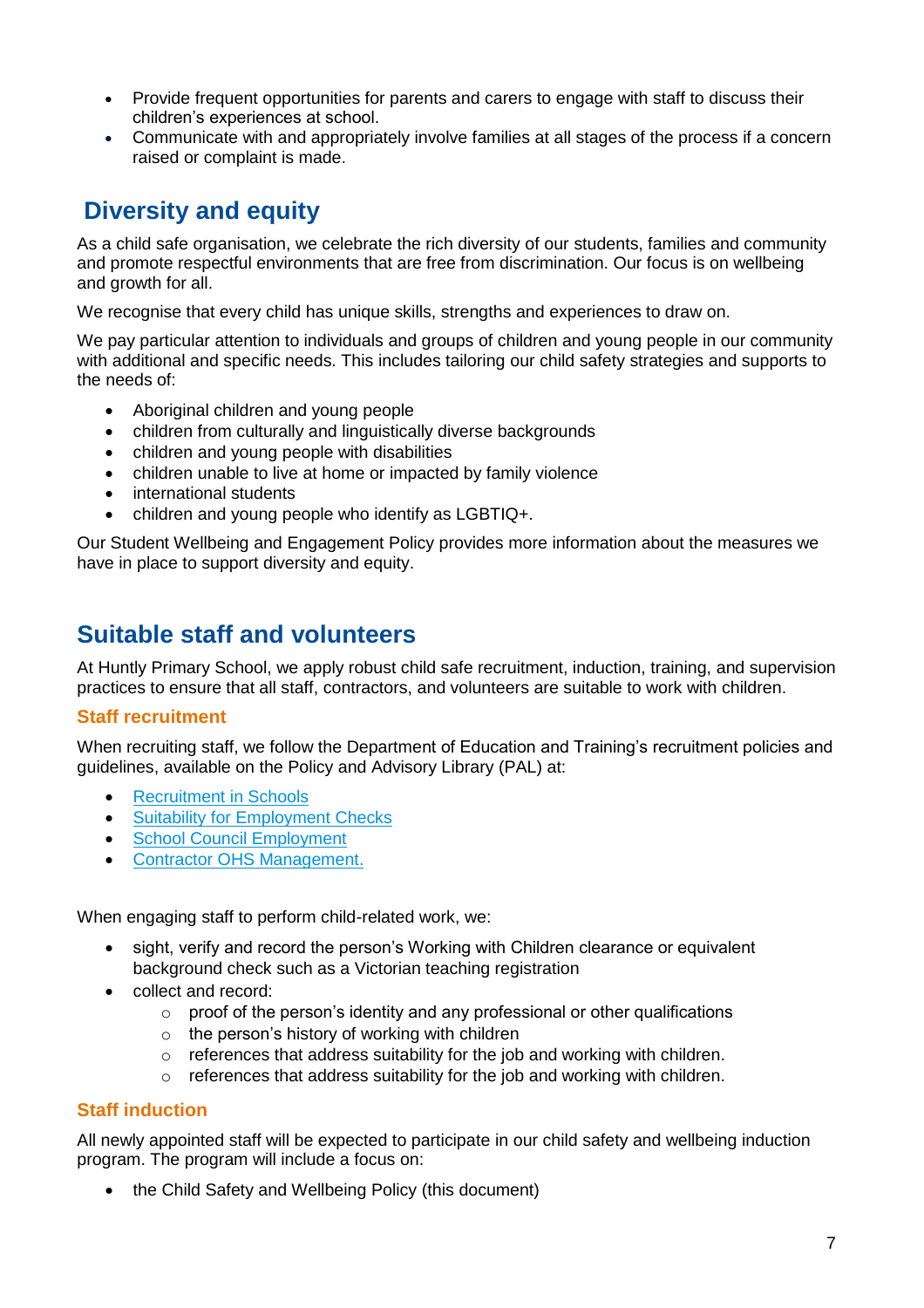- Provide frequent opportunities for parents and carers to engage with staff to discuss their children's experiences at school.
- Communicate with and appropriately involve families at all stages of the process if a concern raised or complaint is made.

## Diversity and equity

As a child safe organisation, we celebrate the rich diversity of our students, families and community and promote respectful environments that are free from discrimination. Our focus is on wellbeing and growth for all.

We recognise that every child has unique skills, strengths and experiences to draw on.

We pay particular attention to individuals and groups of children and young people in our community with additional and specific needs. This includes tailoring our child safety strategies and supports to the needs of:

- Aboriginal children and young people
- children from culturally and linguistically diverse backgrounds
- children and young people with disabilities
- children unable to live at home or impacted by family violence
- international students
- children and young people who identify as LGBTIQ+.

Our Student Wellbeing and Engagement Policy provides more information about the measures we have in place to support diversity and equity.

## Suitable staff and volunteers

At Huntly Primary School, we apply robust child safe recruitment, induction, training, and supervision practices to ensure that all staff, contractors, and volunteers are suitable to work with children.

### Staff recruitment

When recruiting staff, we follow the Department of Education and Training's recruitment policies and guidelines, available on the Policy and Advisory Library (PAL) at:

- Recruitment in Schools
- Suitability for Employment Checks
- School Council Employment
- Contractor OHS Management.

When engaging staff to perform child-related work, we:

- sight, verify and record the person's Working with Children clearance or equivalent background check such as a Victorian teaching registration
- collect and record:
  - proof of the person's identity and any professional or other qualifications
  - the person's history of working with children
  - references that address suitability for the job and working with children.
  - references that address suitability for the job and working with children.

### Staff induction

All newly appointed staff will be expected to participate in our child safety and wellbeing induction program. The program will include a focus on:

- the Child Safety and Wellbeing Policy (this document)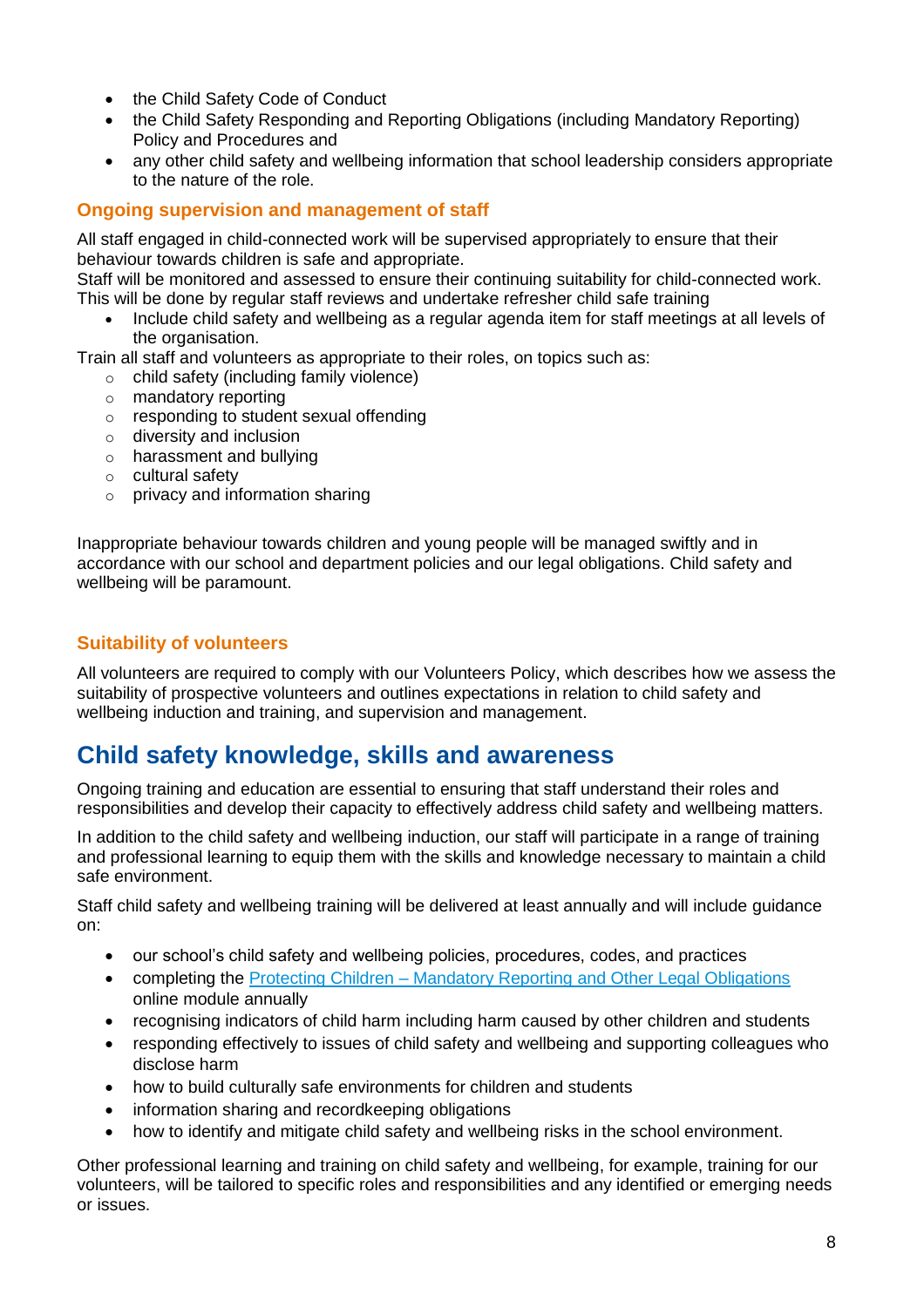- the Child Safety Code of Conduct
- the Child Safety Responding and Reporting Obligations (including Mandatory Reporting) Policy and Procedures and
- any other child safety and wellbeing information that school leadership considers appropriate to the nature of the role.

### Ongoing supervision and management of staff

All staff engaged in child-connected work will be supervised appropriately to ensure that their behaviour towards children is safe and appropriate.
Staff will be monitored and assessed to ensure their continuing suitability for child-connected work. This will be done by regular staff reviews and undertake refresher child safe training

- Include child safety and wellbeing as a regular agenda item for staff meetings at all levels of the organisation.

Train all staff and volunteers as appropriate to their roles, on topics such as:

- child safety (including family violence)
- mandatory reporting
- responding to student sexual offending
- diversity and inclusion
- harassment and bullying
- cultural safety
- privacy and information sharing

Inappropriate behaviour towards children and young people will be managed swiftly and in accordance with our school and department policies and our legal obligations. Child safety and wellbeing will be paramount.

### Suitability of volunteers

All volunteers are required to comply with our Volunteers Policy, which describes how we assess the suitability of prospective volunteers and outlines expectations in relation to child safety and wellbeing induction and training, and supervision and management.

## Child safety knowledge, skills and awareness

Ongoing training and education are essential to ensuring that staff understand their roles and responsibilities and develop their capacity to effectively address child safety and wellbeing matters.

In addition to the child safety and wellbeing induction, our staff will participate in a range of training and professional learning to equip them with the skills and knowledge necessary to maintain a child safe environment.

Staff child safety and wellbeing training will be delivered at least annually and will include guidance on:

- our school's child safety and wellbeing policies, procedures, codes, and practices
- completing the Protecting Children – Mandatory Reporting and Other Legal Obligations online module annually
- recognising indicators of child harm including harm caused by other children and students
- responding effectively to issues of child safety and wellbeing and supporting colleagues who disclose harm
- how to build culturally safe environments for children and students
- information sharing and recordkeeping obligations
- how to identify and mitigate child safety and wellbeing risks in the school environment.

Other professional learning and training on child safety and wellbeing, for example, training for our volunteers, will be tailored to specific roles and responsibilities and any identified or emerging needs or issues.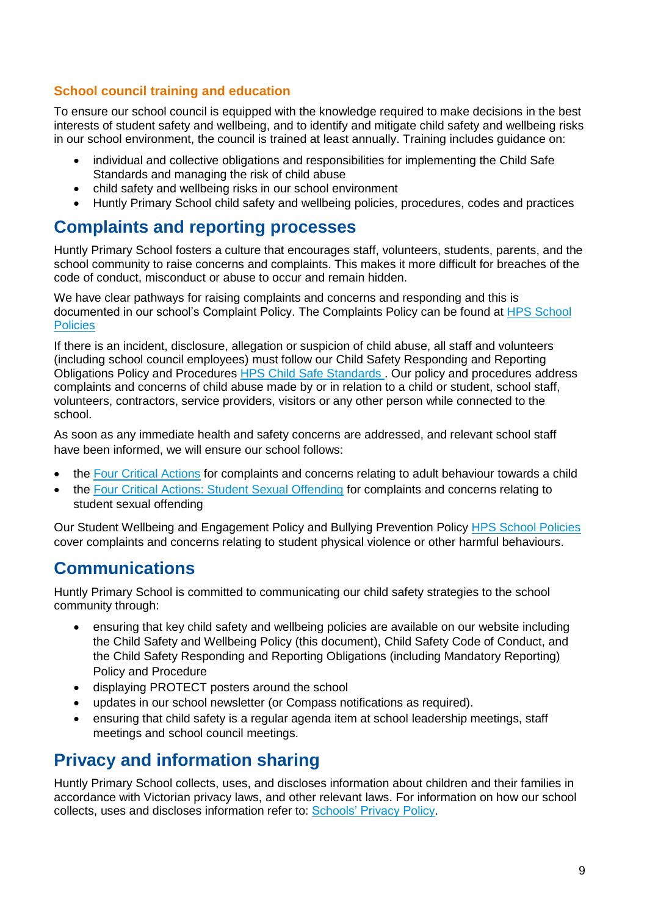### School council training and education

To ensure our school council is equipped with the knowledge required to make decisions in the best interests of student safety and wellbeing, and to identify and mitigate child safety and wellbeing risks in our school environment, the council is trained at least annually. Training includes guidance on:

- individual and collective obligations and responsibilities for implementing the Child Safe Standards and managing the risk of child abuse
- child safety and wellbeing risks in our school environment
- Huntly Primary School child safety and wellbeing policies, procedures, codes and practices

## Complaints and reporting processes

Huntly Primary School fosters a culture that encourages staff, volunteers, students, parents, and the school community to raise concerns and complaints. This makes it more difficult for breaches of the code of conduct, misconduct or abuse to occur and remain hidden.

We have clear pathways for raising complaints and concerns and responding and this is documented in our school's Complaint Policy. The Complaints Policy can be found at [HPS School Policies]()

If there is an incident, disclosure, allegation or suspicion of child abuse, all staff and volunteers (including school council employees) must follow our Child Safety Responding and Reporting Obligations Policy and Procedures [HPS Child Safe Standards ](). Our policy and procedures address complaints and concerns of child abuse made by or in relation to a child or student, school staff, volunteers, contractors, service providers, visitors or any other person while connected to the school.

As soon as any immediate health and safety concerns are addressed, and relevant school staff have been informed, we will ensure our school follows:

- the [Four Critical Actions]() for complaints and concerns relating to adult behaviour towards a child
- the [Four Critical Actions: Student Sexual Offending]() for complaints and concerns relating to student sexual offending

Our Student Wellbeing and Engagement Policy and Bullying Prevention Policy [HPS School Policies]() cover complaints and concerns relating to student physical violence or other harmful behaviours.

## Communications

Huntly Primary School is committed to communicating our child safety strategies to the school community through:

- ensuring that key child safety and wellbeing policies are available on our website including the Child Safety and Wellbeing Policy (this document), Child Safety Code of Conduct, and the Child Safety Responding and Reporting Obligations (including Mandatory Reporting) Policy and Procedure
- displaying PROTECT posters around the school
- updates in our school newsletter (or Compass notifications as required).
- ensuring that child safety is a regular agenda item at school leadership meetings, staff meetings and school council meetings.

## Privacy and information sharing

Huntly Primary School collects, uses, and discloses information about children and their families in accordance with Victorian privacy laws, and other relevant laws. For information on how our school collects, uses and discloses information refer to: [Schools' Privacy Policy]().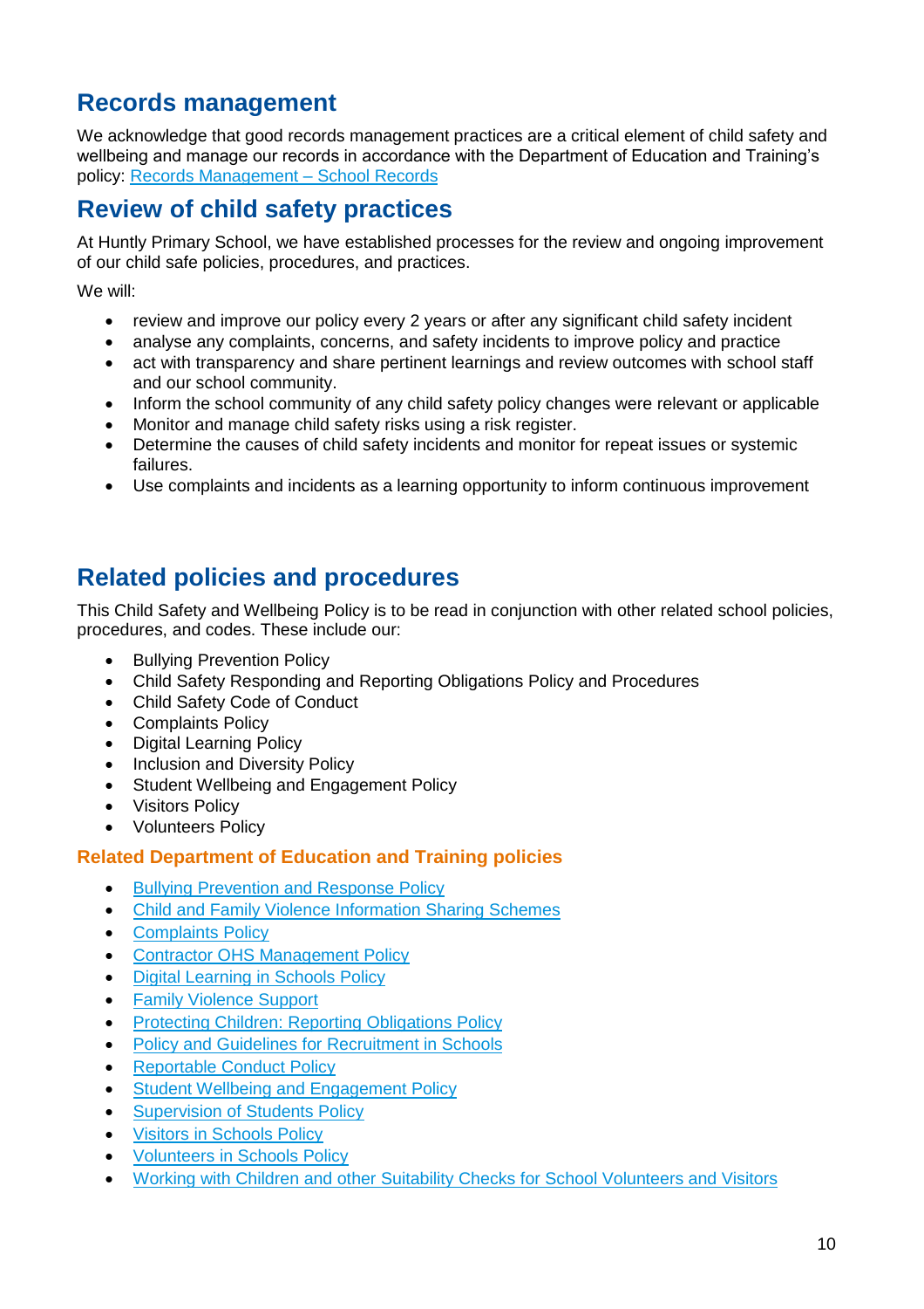## Records management

We acknowledge that good records management practices are a critical element of child safety and wellbeing and manage our records in accordance with the Department of Education and Training's policy: [Records Management – School Records]

## Review of child safety practices

At Huntly Primary School, we have established processes for the review and ongoing improvement of our child safe policies, procedures, and practices.

We will:

- review and improve our policy every 2 years or after any significant child safety incident
- analyse any complaints, concerns, and safety incidents to improve policy and practice
- act with transparency and share pertinent learnings and review outcomes with school staff and our school community.
- Inform the school community of any child safety policy changes were relevant or applicable
- Monitor and manage child safety risks using a risk register.
- Determine the causes of child safety incidents and monitor for repeat issues or systemic failures.
- Use complaints and incidents as a learning opportunity to inform continuous improvement

## Related policies and procedures

This Child Safety and Wellbeing Policy is to be read in conjunction with other related school policies, procedures, and codes. These include our:

- Bullying Prevention Policy
- Child Safety Responding and Reporting Obligations Policy and Procedures
- Child Safety Code of Conduct
- Complaints Policy
- Digital Learning Policy
- Inclusion and Diversity Policy
- Student Wellbeing and Engagement Policy
- Visitors Policy
- Volunteers Policy

### Related Department of Education and Training policies

- Bullying Prevention and Response Policy
- Child and Family Violence Information Sharing Schemes
- Complaints Policy
- Contractor OHS Management Policy
- Digital Learning in Schools Policy
- Family Violence Support
- Protecting Children: Reporting Obligations Policy
- Policy and Guidelines for Recruitment in Schools
- Reportable Conduct Policy
- Student Wellbeing and Engagement Policy
- Supervision of Students Policy
- Visitors in Schools Policy
- Volunteers in Schools Policy
- Working with Children and other Suitability Checks for School Volunteers and Visitors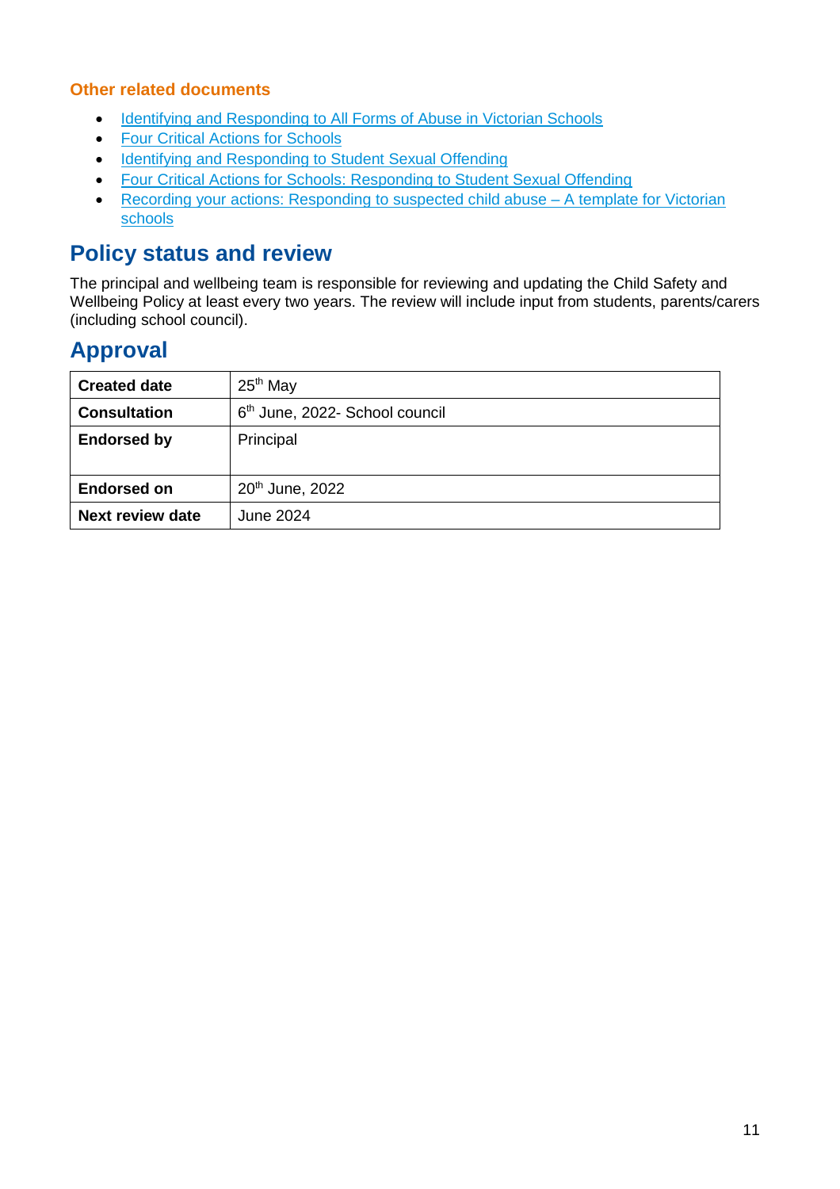### Other related documents

- Identifying and Responding to All Forms of Abuse in Victorian Schools
- Four Critical Actions for Schools
- Identifying and Responding to Student Sexual Offending
- Four Critical Actions for Schools: Responding to Student Sexual Offending
- Recording your actions: Responding to suspected child abuse – A template for Victorian schools

## Policy status and review

The principal and wellbeing team is responsible for reviewing and updating the Child Safety and Wellbeing Policy at least every two years. The review will include input from students, parents/carers (including school council).

## Approval

| | |
|---|---|
| **Created date** | 25th May |
| **Consultation** | 6th June, 2022- School council |
| **Endorsed by** | Principal |
| **Endorsed on** | 20th June, 2022 |
| **Next review date** | June 2024 |